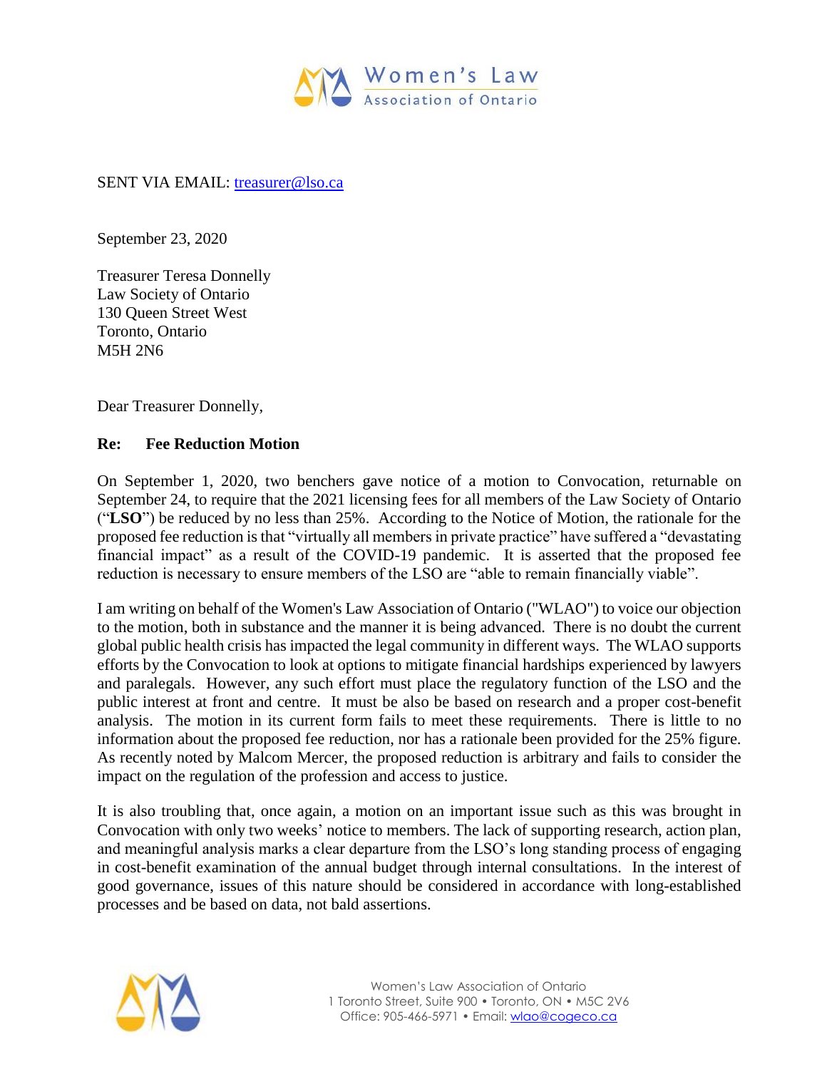Women's Law Association of Ontario

SENT VIA EMAIL: treasurer@lso.ca

September 23, 2020

Treasurer Teresa Donnelly
Law Society of Ontario
130 Queen Street West
Toronto, Ontario
M5H 2N6

Dear Treasurer Donnelly,

**Re: Fee Reduction Motion**

On September 1, 2020, two benchers gave notice of a motion to Convocation, returnable on September 24, to require that the 2021 licensing fees for all members of the Law Society of Ontario ("**LSO**") be reduced by no less than 25%. According to the Notice of Motion, the rationale for the proposed fee reduction is that "virtually all members in private practice" have suffered a "devastating financial impact" as a result of the COVID-19 pandemic. It is asserted that the proposed fee reduction is necessary to ensure members of the LSO are "able to remain financially viable".

I am writing on behalf of the Women's Law Association of Ontario ("WLAO") to voice our objection to the motion, both in substance and the manner it is being advanced. There is no doubt the current global public health crisis has impacted the legal community in different ways. The WLAO supports efforts by the Convocation to look at options to mitigate financial hardships experienced by lawyers and paralegals. However, any such effort must place the regulatory function of the LSO and the public interest at front and centre. It must be also be based on research and a proper cost-benefit analysis. The motion in its current form fails to meet these requirements. There is little to no information about the proposed fee reduction, nor has a rationale been provided for the 25% figure. As recently noted by Malcom Mercer, the proposed reduction is arbitrary and fails to consider the impact on the regulation of the profession and access to justice.

It is also troubling that, once again, a motion on an important issue such as this was brought in Convocation with only two weeks' notice to members. The lack of supporting research, action plan, and meaningful analysis marks a clear departure from the LSO's long standing process of engaging in cost-benefit examination of the annual budget through internal consultations. In the interest of good governance, issues of this nature should be considered in accordance with long-established processes and be based on data, not bald assertions.

Women's Law Association of Ontario
1 Toronto Street, Suite 900 • Toronto, ON • M5C 2V6
Office: 905-466-5971 • Email: wlao@cogeco.ca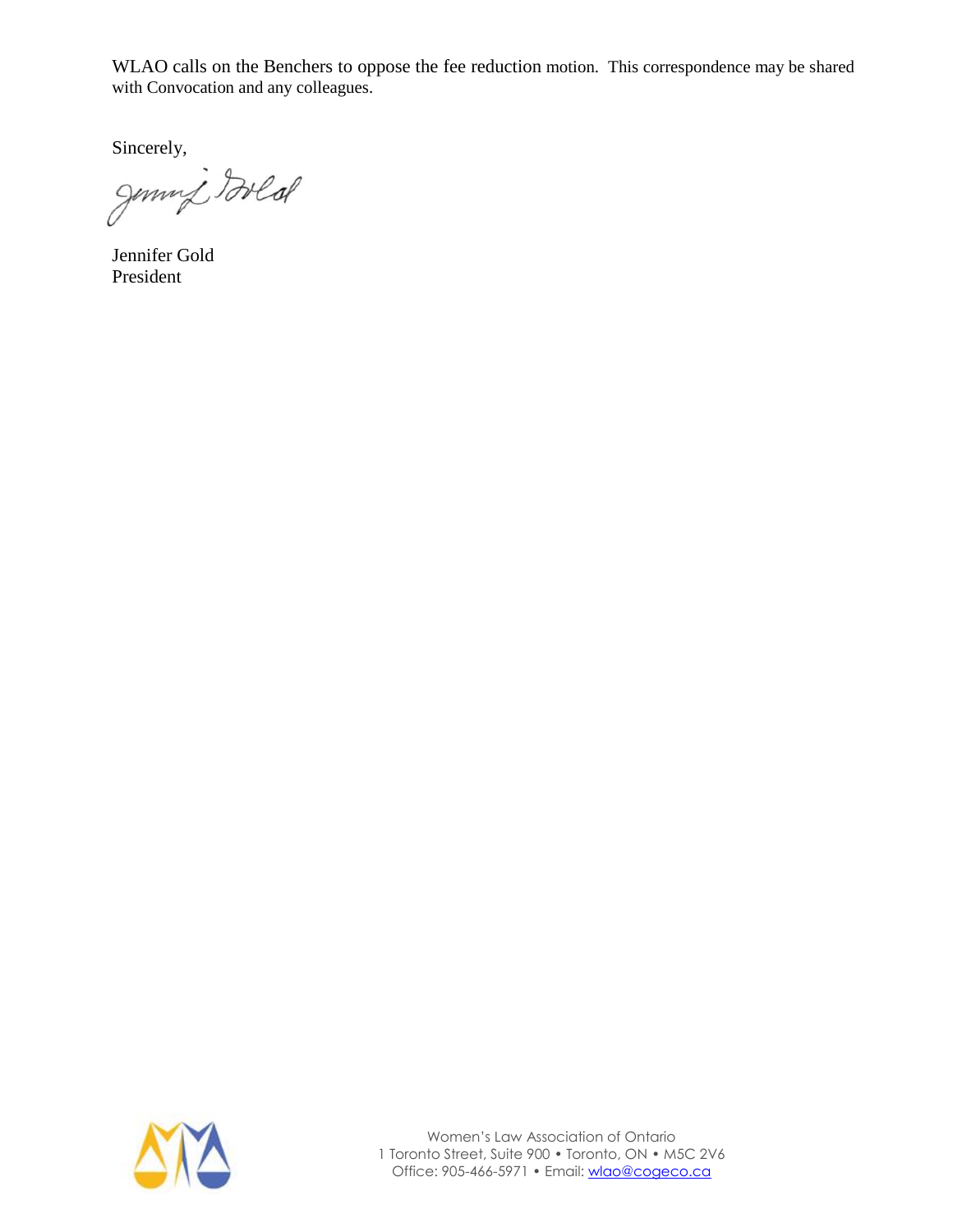WLAO calls on the Benchers to oppose the fee reduction motion. This correspondence may be shared with Convocation and any colleagues.

Sincerely,

Jennifer Gold
President

Women's Law Association of Ontario
1 Toronto Street, Suite 900 • Toronto, ON • M5C 2V6
Office: 905-466-5971 • Email: wlao@cogeco.ca